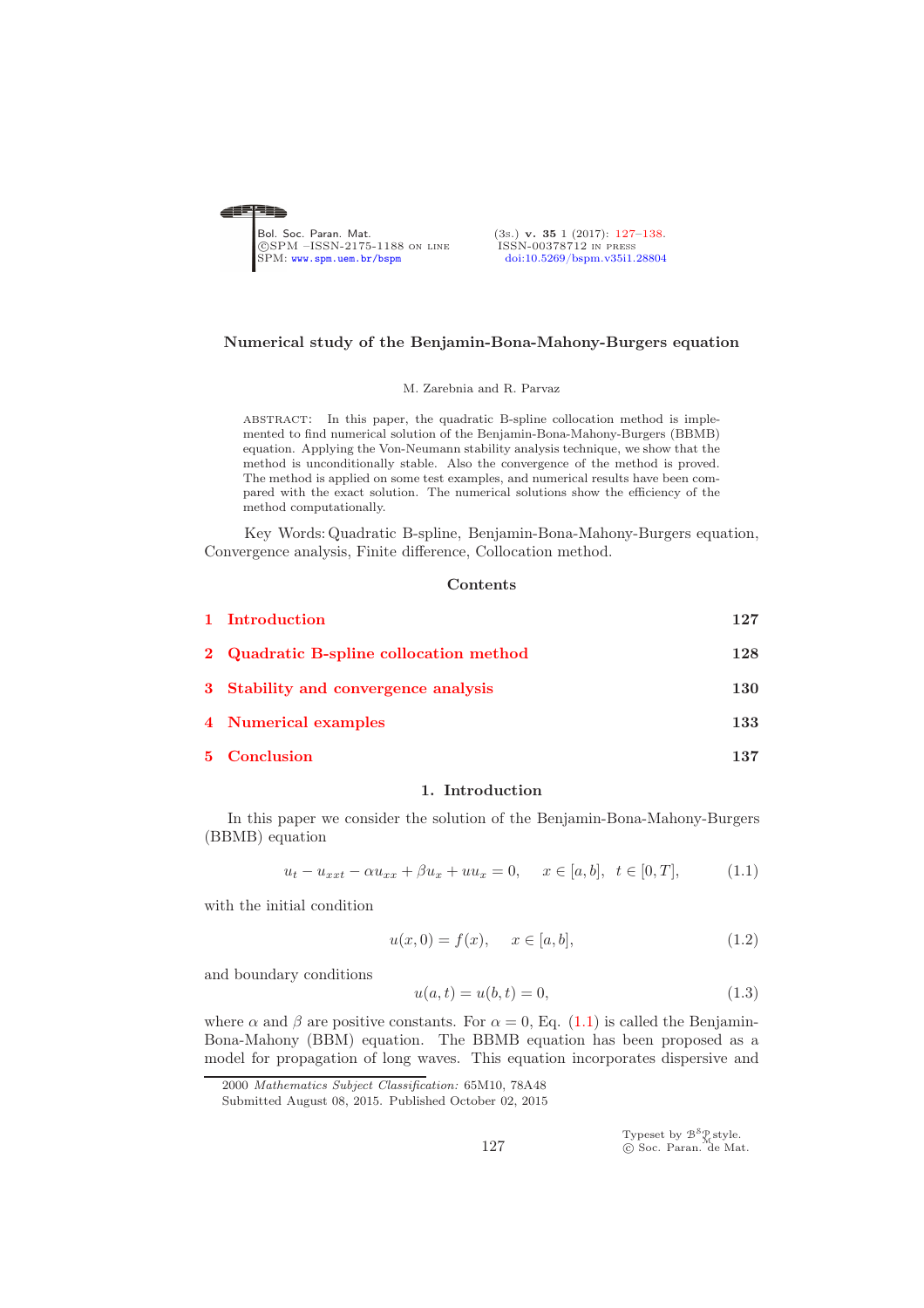# Numerical study of the Benjamin-Bona-Mahony-Burgers equation

M. Zarebnia and R. Parvaz

ABSTRACT: In this paper, the quadratic B-spline collocation method is implemented to find numerical solution of the Benjamin-Bona-Mahony-Burgers (BBMB) equation. Applying the Von-Neumann stability analysis technique, we show that the method is unconditionally stable. Also the convergence of the method is proved. The method is applied on some test examples, and numerical results have been compared with the exact solution. The numerical solutions show the efficiency of the method computationally.

Key Words: Quadratic B-spline, Benjamin-Bona-Mahony-Burgers equation, Convergence analysis, Finite difference, Collocation method.

## Contents

| | | |
|---|---|---|
| 1 | Introduction | 127 |
| 2 | Quadratic B-spline collocation method | 128 |
| 3 | Stability and convergence analysis | 130 |
| 4 | Numerical examples | 133 |
| 5 | Conclusion | 137 |

## 1. Introduction

In this paper we consider the solution of the Benjamin-Bona-Mahony-Burgers (BBMB) equation

$$u_t - u_{xxt} - \alpha u_{xx} + \beta u_x + u u_x = 0, \quad x \in [a, b], \;\; t \in [0, T], \tag{1.1}$$

with the initial condition

$$u(x, 0) = f(x), \quad x \in [a, b], \tag{1.2}$$

and boundary conditions

$$u(a, t) = u(b, t) = 0, \tag{1.3}$$

where $\alpha$ and $\beta$ are positive constants. For $\alpha = 0$, Eq. (1.1) is called the Benjamin-Bona-Mahony (BBM) equation. The BBMB equation has been proposed as a model for propagation of long waves. This equation incorporates dispersive and

2000 *Mathematics Subject Classification:* 65M10, 78A48

Submitted August 08, 2015. Published October 02, 2015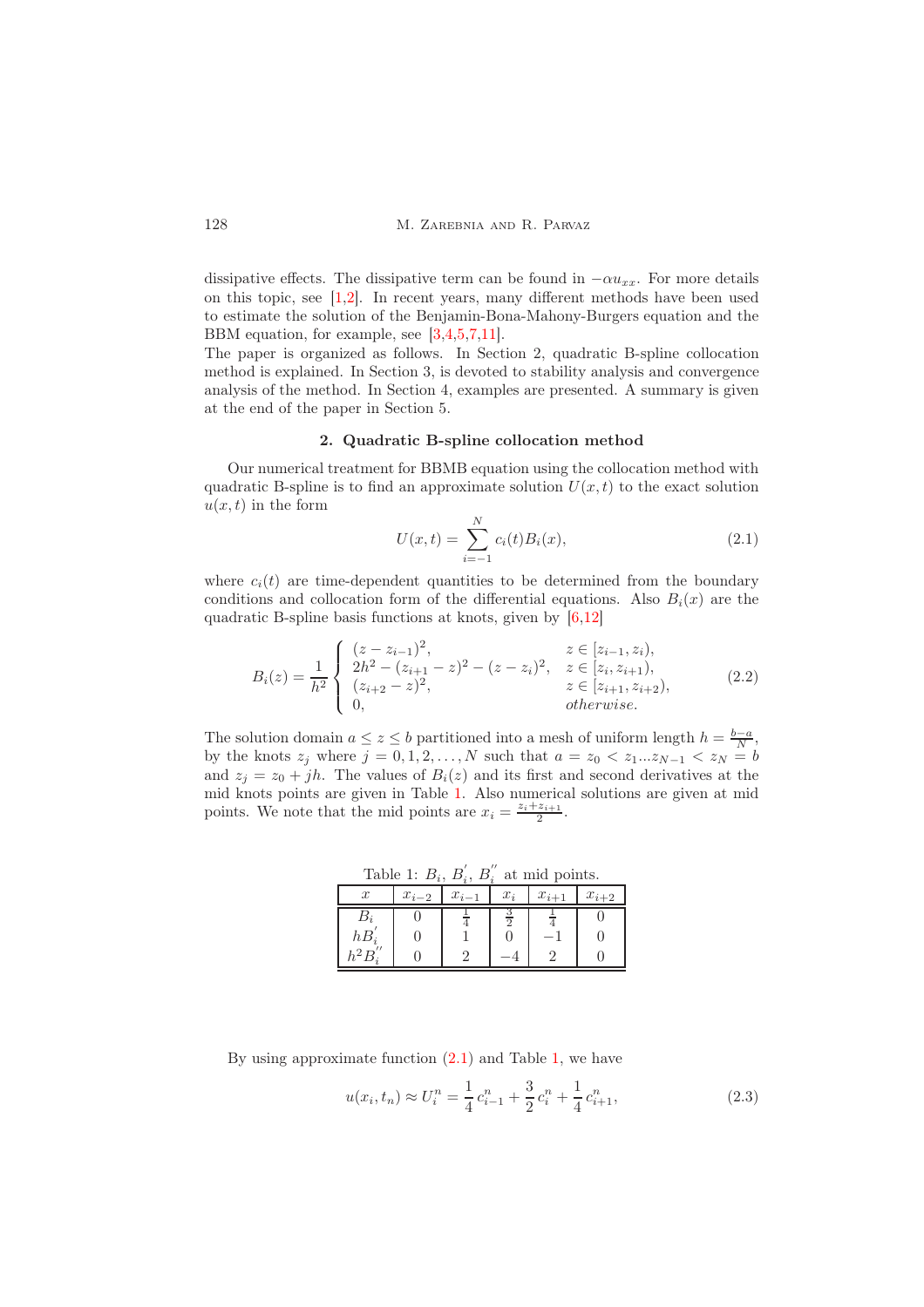dissipative effects. The dissipative term can be found in $-\alpha u_{xx}$. For more details on this topic, see [1,2]. In recent years, many different methods have been used to estimate the solution of the Benjamin-Bona-Mahony-Burgers equation and the BBM equation, for example, see [3,4,5,7,11].

The paper is organized as follows. In Section 2, quadratic B-spline collocation method is explained. In Section 3, is devoted to stability analysis and convergence analysis of the method. In Section 4, examples are presented. A summary is given at the end of the paper in Section 5.

## 2. Quadratic B-spline collocation method

Our numerical treatment for BBMB equation using the collocation method with quadratic B-spline is to find an approximate solution $U(x,t)$ to the exact solution $u(x,t)$ in the form

$$U(x,t) = \sum_{i=-1}^{N} c_i(t) B_i(x), \tag{2.1}$$

where $c_i(t)$ are time-dependent quantities to be determined from the boundary conditions and collocation form of the differential equations. Also $B_i(x)$ are the quadratic B-spline basis functions at knots, given by [6,12]

$$B_i(z) = \frac{1}{h^2} \begin{cases} (z - z_{i-1})^2, & z \in [z_{i-1}, z_i), \\ 2h^2 - (z_{i+1} - z)^2 - (z - z_i)^2, & z \in [z_i, z_{i+1}), \\ (z_{i+2} - z)^2, & z \in [z_{i+1}, z_{i+2}), \\ 0, & \textit{otherwise}. \end{cases} \tag{2.2}$$

The solution domain $a \leq z \leq b$ partitioned into a mesh of uniform length $h = \frac{b-a}{N}$, by the knots $z_j$ where $j = 0, 1, 2, \ldots, N$ such that $a = z_0 < z_1 \ldots z_{N-1} < z_N = b$ and $z_j = z_0 + jh$. The values of $B_i(z)$ and its first and second derivatives at the mid knots points are given in Table 1. Also numerical solutions are given at mid points. We note that the mid points are $x_i = \frac{z_i + z_{i+1}}{2}$.

Table 1: $B_i$, $B_i^{'}$, $B_i^{''}$ at mid points.

| $x$ | $x_{i-2}$ | $x_{i-1}$ | $x_i$ | $x_{i+1}$ | $x_{i+2}$ |
|---|---|---|---|---|---|
| $B_i$ | 0 | $\frac{1}{4}$ | $\frac{3}{2}$ | $\frac{1}{4}$ | 0 |
| $hB_i^{'}$ | 0 | 1 | 0 | $-1$ | 0 |
| $h^2 B_i^{''}$ | 0 | 2 | $-4$ | 2 | 0 |

By using approximate function (2.1) and Table 1, we have

$$u(x_i, t_n) \approx U_i^n = \frac{1}{4} c_{i-1}^n + \frac{3}{2} c_i^n + \frac{1}{4} c_{i+1}^n, \tag{2.3}$$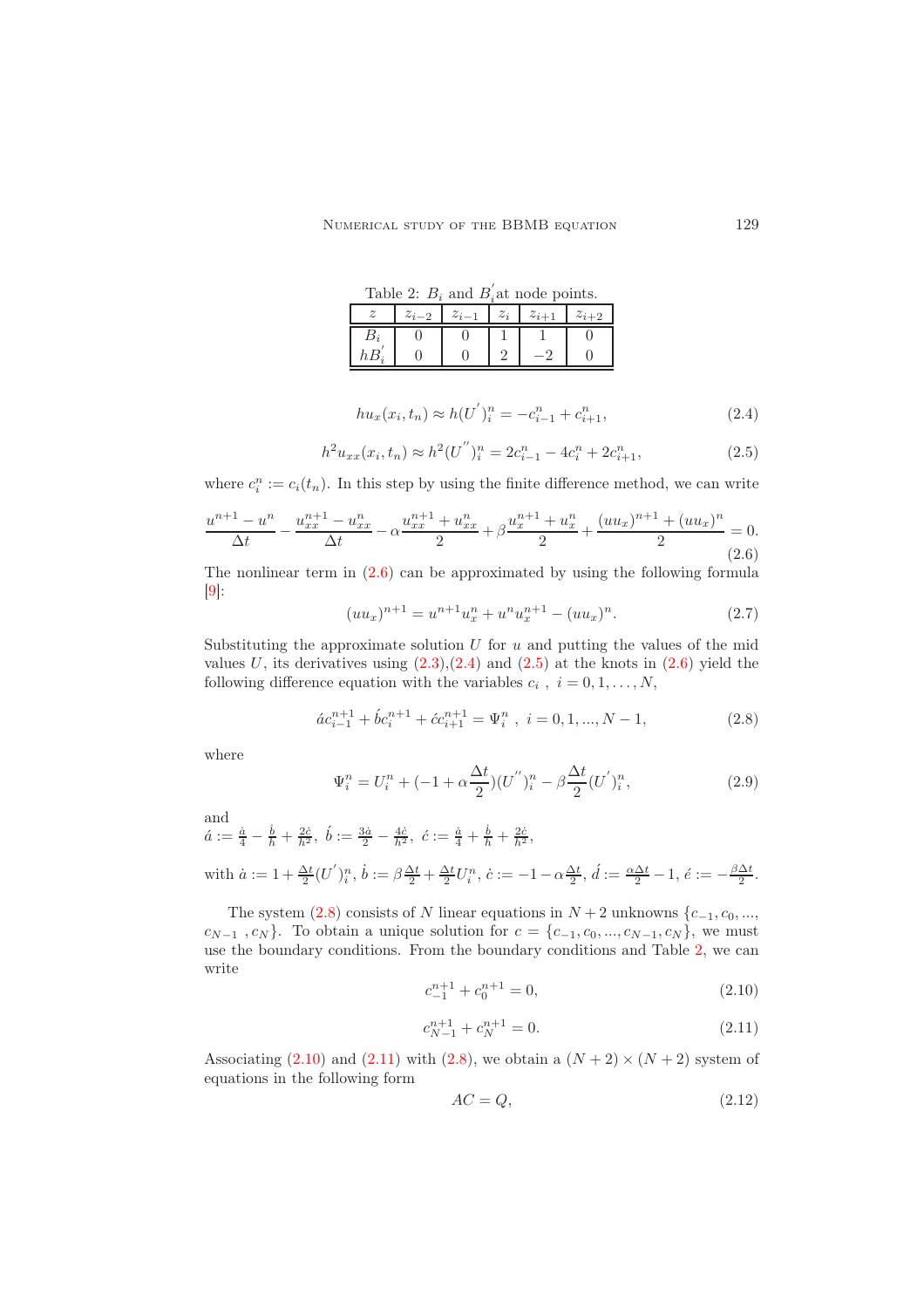Table 2: $B_i$ and $B_i^{'}$at node points.

| $z$ | $z_{i-2}$ | $z_{i-1}$ | $z_i$ | $z_{i+1}$ | $z_{i+2}$ |
|---|---|---|---|---|---|
| $B_i$ | 0 | 0 | 1 | 1 | 0 |
| $hB_i^{'}$ | 0 | 0 | 2 | $-2$ | 0 |

$$hu_x(x_i, t_n) \approx h(U^{'})_i^n = -c_{i-1}^n + c_{i+1}^n, \tag{2.4}$$

$$h^2 u_{xx}(x_i, t_n) \approx h^2(U^{''})_i^n = 2c_{i-1}^n - 4c_i^n + 2c_{i+1}^n, \tag{2.5}$$

where $c_i^n := c_i(t_n)$. In this step by using the finite difference method, we can write

$$\frac{u^{n+1} - u^n}{\Delta t} - \frac{u_{xx}^{n+1} - u_{xx}^n}{\Delta t} - \alpha \frac{u_{xx}^{n+1} + u_{xx}^n}{2} + \beta \frac{u_x^{n+1} + u_x^n}{2} + \frac{(uu_x)^{n+1} + (uu_x)^n}{2} = 0. \tag{2.6}$$

The nonlinear term in (2.6) can be approximated by using the following formula [9]:

$$(uu_x)^{n+1} = u^{n+1}u_x^n + u^n u_x^{n+1} - (uu_x)^n. \tag{2.7}$$

Substituting the approximate solution $U$ for $u$ and putting the values of the mid values $U$, its derivatives using (2.3),(2.4) and (2.5) at the knots in (2.6) yield the following difference equation with the variables $c_i$ , $i = 0, 1, \ldots, N$,

$$\acute{a}c_{i-1}^{n+1} + \acute{b}c_i^{n+1} + \acute{c}c_{i+1}^{n+1} = \Psi_i^n \ , \ i = 0, 1, ..., N-1, \tag{2.8}$$

where

$$\Psi_i^n = U_i^n + (-1 + \alpha\frac{\Delta t}{2})(U^{''})_i^n - \beta\frac{\Delta t}{2}(U^{'})_i^n, \tag{2.9}$$

and
$\acute{a} := \frac{\dot{a}}{4} - \frac{\dot{b}}{h} + \frac{2\dot{c}}{h^2}$, $\acute{b} := \frac{3\dot{a}}{2} - \frac{4\dot{c}}{h^2}$, $\acute{c} := \frac{\dot{a}}{4} + \frac{\dot{b}}{h} + \frac{2\dot{c}}{h^2}$,

with $\dot{a} := 1 + \frac{\Delta t}{2}(U^{'})_i^n$, $\dot{b} := \beta\frac{\Delta t}{2} + \frac{\Delta t}{2}U_i^n$, $\dot{c} := -1 - \alpha\frac{\Delta t}{2}$, $\acute{d} := \frac{\alpha\Delta t}{2} - 1$, $\acute{e} := -\frac{\beta\Delta t}{2}$.

The system (2.8) consists of $N$ linear equations in $N+2$ unknowns $\{c_{-1}, c_0, ..., c_{N-1}, c_N\}$. To obtain a unique solution for $c = \{c_{-1}, c_0, ..., c_{N-1}, c_N\}$, we must use the boundary conditions. From the boundary conditions and Table 2, we can write

$$c_{-1}^{n+1} + c_0^{n+1} = 0, \tag{2.10}$$

$$c_{N-1}^{n+1} + c_N^{n+1} = 0. \tag{2.11}$$

Associating (2.10) and (2.11) with (2.8), we obtain a $(N+2) \times (N+2)$ system of equations in the following form

$$AC = Q, \tag{2.12}$$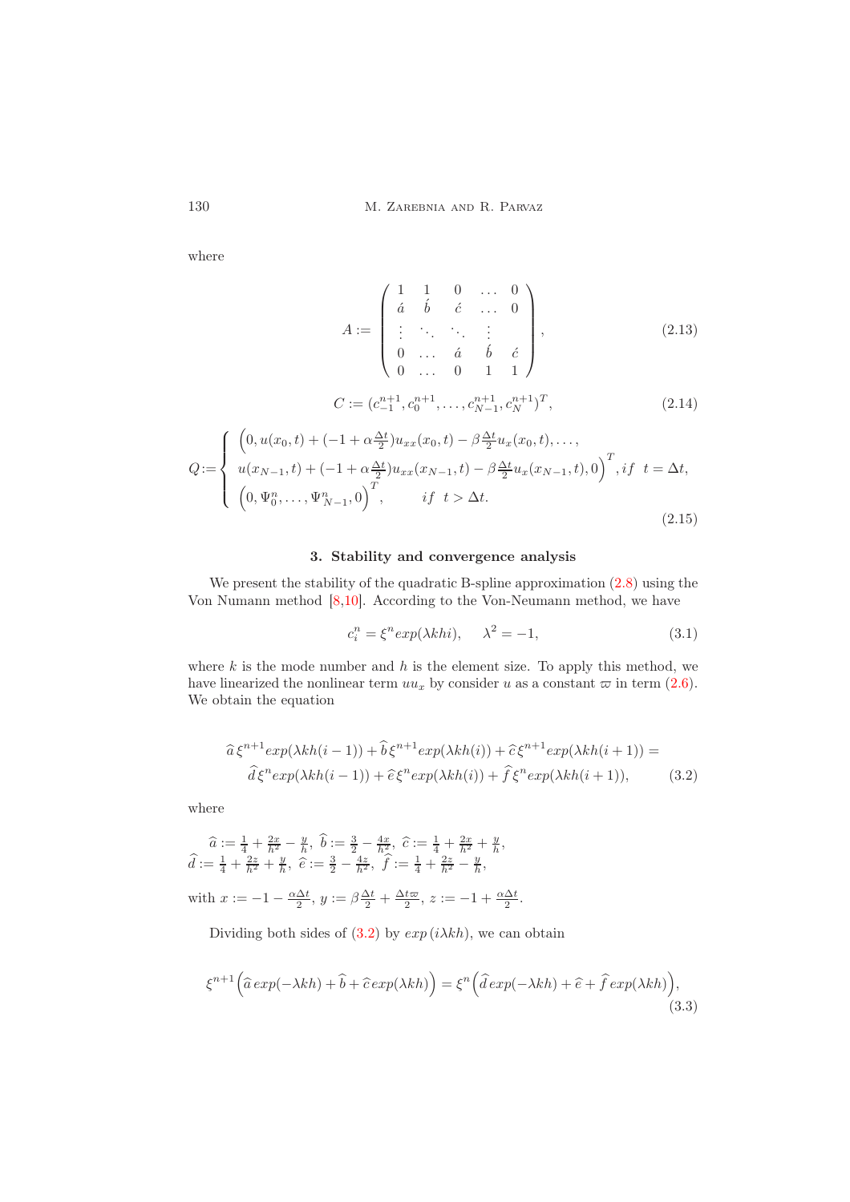where

$$
A := \begin{pmatrix} 1 & 1 & 0 & \dots & 0 \\ \acute{a} & \acute{b} & \acute{c} & \dots & 0 \\ \vdots & \ddots & \ddots & \vdots & \\ 0 & \dots & \acute{a} & \acute{b} & \acute{c} \\ 0 & \dots & 0 & 1 & 1 \end{pmatrix}, \tag{2.13}
$$

$$
C := (c_{-1}^{n+1}, c_0^{n+1}, \dots, c_{N-1}^{n+1}, c_N^{n+1})^T, \tag{2.14}
$$

$$
Q := \begin{cases} \Big(0, u(x_0,t) + (-1 + \alpha\frac{\Delta t}{2})u_{xx}(x_0,t) - \beta\frac{\Delta t}{2}u_x(x_0,t), \dots, \\ u(x_{N-1},t) + (-1 + \alpha\frac{\Delta t}{2})u_{xx}(x_{N-1},t) - \beta\frac{\Delta t}{2}u_x(x_{N-1},t), 0\Big)^T, if \;\; t = \Delta t, \\ \Big(0, \Psi_0^n, \dots, \Psi_{N-1}^n, 0\Big)^T, \qquad if \;\; t > \Delta t. \end{cases} \tag{2.15}
$$

## 3. Stability and convergence analysis

We present the stability of the quadratic B-spline approximation (2.8) using the Von Numann method [8,10]. According to the Von-Neumann method, we have

$$
c_i^n = \xi^n exp(\lambda khi), \qquad \lambda^2 = -1, \tag{3.1}
$$

where $k$ is the mode number and $h$ is the element size. To apply this method, we have linearized the nonlinear term $uu_x$ by consider $u$ as a constant $\varpi$ in term (2.6). We obtain the equation

$$
\begin{aligned} \widehat{a}\,\xi^{n+1}exp(\lambda kh(i-1)) + \widehat{b}\,\xi^{n+1}exp(\lambda kh(i)) + \widehat{c}\,\xi^{n+1}exp(\lambda kh(i+1)) = \\ \widehat{d}\,\xi^{n}exp(\lambda kh(i-1)) + \widehat{e}\,\xi^{n}exp(\lambda kh(i)) + \widehat{f}\,\xi^{n}exp(\lambda kh(i+1)), \end{aligned} \tag{3.2}
$$

where

$\widehat{a} := \frac{1}{4} + \frac{2x}{h^2} - \frac{y}{h}$, $\widehat{b} := \frac{3}{2} - \frac{4x}{h^2}$, $\widehat{c} := \frac{1}{4} + \frac{2x}{h^2} + \frac{y}{h}$,
$\widehat{d} := \frac{1}{4} + \frac{2z}{h^2} + \frac{y}{h}$, $\widehat{e} := \frac{3}{2} - \frac{4z}{h^2}$, $\widehat{f} := \frac{1}{4} + \frac{2z}{h^2} - \frac{y}{h}$,

with $x := -1 - \frac{\alpha\Delta t}{2}$, $y := \beta\frac{\Delta t}{2} + \frac{\Delta t\varpi}{2}$, $z := -1 + \frac{\alpha\Delta t}{2}$.

Dividing both sides of (3.2) by $exp\,(i\lambda kh)$, we can obtain

$$
\xi^{n+1}\Big(\widehat{a}\,exp(-\lambda kh) + \widehat{b} + \widehat{c}\,exp(\lambda kh)\Big) = \xi^{n}\Big(\widehat{d}\,exp(-\lambda kh) + \widehat{e} + \widehat{f}\,exp(\lambda kh)\Big), \tag{3.3}
$$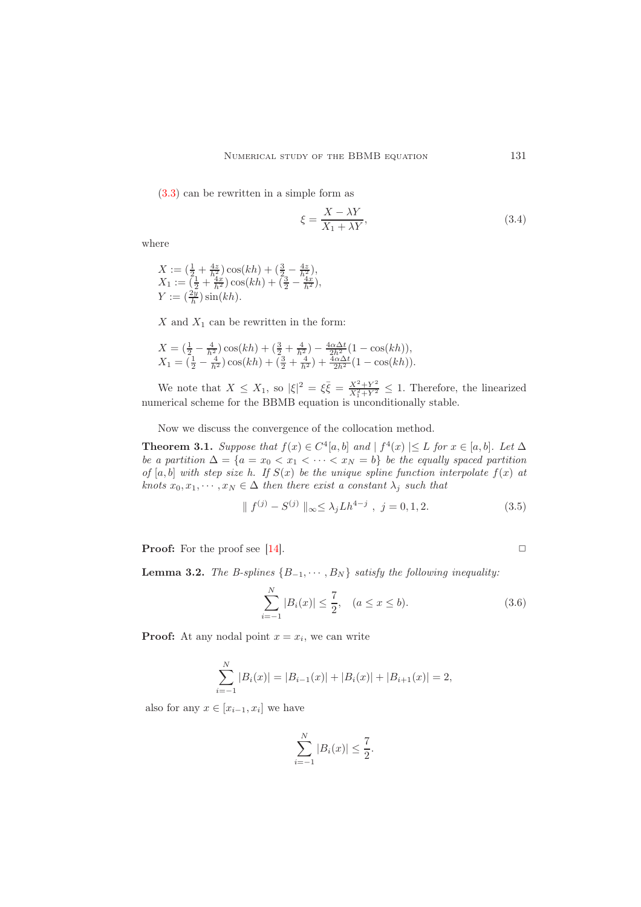(3.3) can be rewritten in a simple form as

$$\xi = \frac{X - \lambda Y}{X_1 + \lambda Y}, \tag{3.4}$$

where

$X := (\frac{1}{2} + \frac{4z}{h^2})\cos(kh) + (\frac{3}{2} - \frac{4z}{h^2}),$
$X_1 := (\frac{1}{2} + \frac{4x}{h^2})\cos(kh) + (\frac{3}{2} - \frac{4x}{h^2}),$
$Y := (\frac{2y}{h})\sin(kh).$

$X$ and $X_1$ can be rewritten in the form:

$X = (\frac{1}{2} - \frac{4}{h^2})\cos(kh) + (\frac{3}{2} + \frac{4}{h^2}) - \frac{4\alpha\Delta t}{2h^2}(1 - \cos(kh)),$
$X_1 = (\frac{1}{2} - \frac{4}{h^2})\cos(kh) + (\frac{3}{2} + \frac{4}{h^2}) + \frac{4\alpha\Delta t}{2h^2}(1 - \cos(kh)).$

We note that $X \leq X_1$, so $|\xi|^2 = \xi\bar{\xi} = \frac{X^2+Y^2}{X_1^2+Y^2} \leq 1$. Therefore, the linearized numerical scheme for the BBMB equation is unconditionally stable.

Now we discuss the convergence of the collocation method.

**Theorem 3.1.** *Suppose that $f(x) \in C^4[a,b]$ and $\mid f^4(x) \mid \leq L$ for $x \in [a,b]$. Let $\Delta$ be a partition $\Delta = \{a = x_0 < x_1 < \cdots < x_N = b\}$ be the equally spaced partition of $[a,b]$ with step size $h$. If $S(x)$ be the unique spline function interpolate $f(x)$ at knots $x_0, x_1, \cdots, x_N \in \Delta$ then there exist a constant $\lambda_j$ such that*

$$\| f^{(j)} - S^{(j)} \|_\infty \leq \lambda_j L h^{4-j}, \quad j = 0, 1, 2. \tag{3.5}$$

**Proof:** For the proof see [14]. □

**Lemma 3.2.** *The B-splines $\{B_{-1}, \cdots, B_N\}$ satisfy the following inequality:*

$$\sum_{i=-1}^{N} |B_i(x)| \leq \frac{7}{2}, \quad (a \leq x \leq b). \tag{3.6}$$

**Proof:** At any nodal point $x = x_i$, we can write

$$\sum_{i=-1}^{N} |B_i(x)| = |B_{i-1}(x)| + |B_i(x)| + |B_{i+1}(x)| = 2,$$

also for any $x \in [x_{i-1}, x_i]$ we have

$$\sum_{i=-1}^{N} |B_i(x)| \leq \frac{7}{2}.$$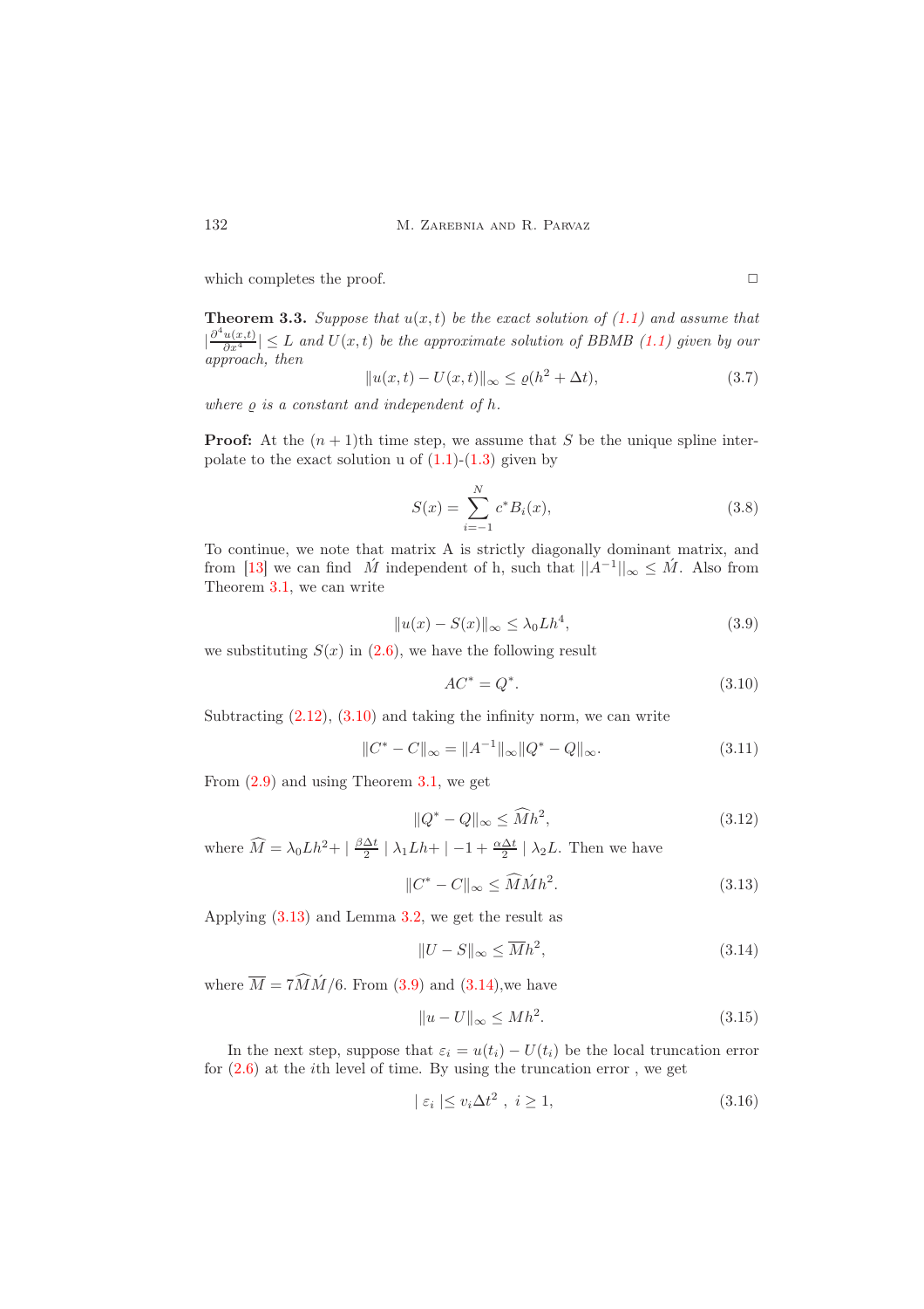which completes the proof. □

**Theorem 3.3.** *Suppose that $u(x,t)$ be the exact solution of (1.1) and assume that $|\frac{\partial^4 u(x,t)}{\partial x^4}| \leq L$ and $U(x,t)$ be the approximate solution of BBMB (1.1) given by our approach, then*

$$\|u(x,t) - U(x,t)\|_\infty \leq \varrho(h^2 + \Delta t), \tag{3.7}$$

*where $\varrho$ is a constant and independent of $h$.*

**Proof:** At the $(n+1)$th time step, we assume that $S$ be the unique spline interpolate to the exact solution u of (1.1)-(1.3) given by

$$S(x) = \sum_{i=-1}^{N} c^* B_i(x), \tag{3.8}$$

To continue, we note that matrix A is strictly diagonally dominant matrix, and from [13] we can find $\acute{M}$ independent of h, such that $||A^{-1}||_\infty \leq \acute{M}$. Also from Theorem 3.1, we can write

$$\|u(x) - S(x)\|_\infty \leq \lambda_0 L h^4, \tag{3.9}$$

we substituting $S(x)$ in (2.6), we have the following result

$$AC^* = Q^*. \tag{3.10}$$

Subtracting (2.12), (3.10) and taking the infinity norm, we can write

$$\|C^* - C\|_\infty = \|A^{-1}\|_\infty \|Q^* - Q\|_\infty. \tag{3.11}$$

From (2.9) and using Theorem 3.1, we get

$$\|Q^* - Q\|_\infty \leq \widehat{M} h^2, \tag{3.12}$$

where $\widehat{M} = \lambda_0 L h^2 + \mid \frac{\beta \Delta t}{2} \mid \lambda_1 L h + \mid -1 + \frac{\alpha \Delta t}{2} \mid \lambda_2 L$. Then we have

$$\|C^* - C\|_\infty \leq \widehat{M}\acute{M} h^2. \tag{3.13}$$

Applying (3.13) and Lemma 3.2, we get the result as

$$\|U - S\|_\infty \leq \overline{M} h^2, \tag{3.14}$$

where $\overline{M} = 7\widehat{M}\acute{M}/6$. From (3.9) and (3.14),we have

$$\|u - U\|_\infty \leq M h^2. \tag{3.15}$$

In the next step, suppose that $\varepsilon_i = u(t_i) - U(t_i)$ be the local truncation error for (2.6) at the $i$th level of time. By using the truncation error , we get

$$\mid \varepsilon_i \mid \leq v_i \Delta t^2 \ , \ i \geq 1, \tag{3.16}$$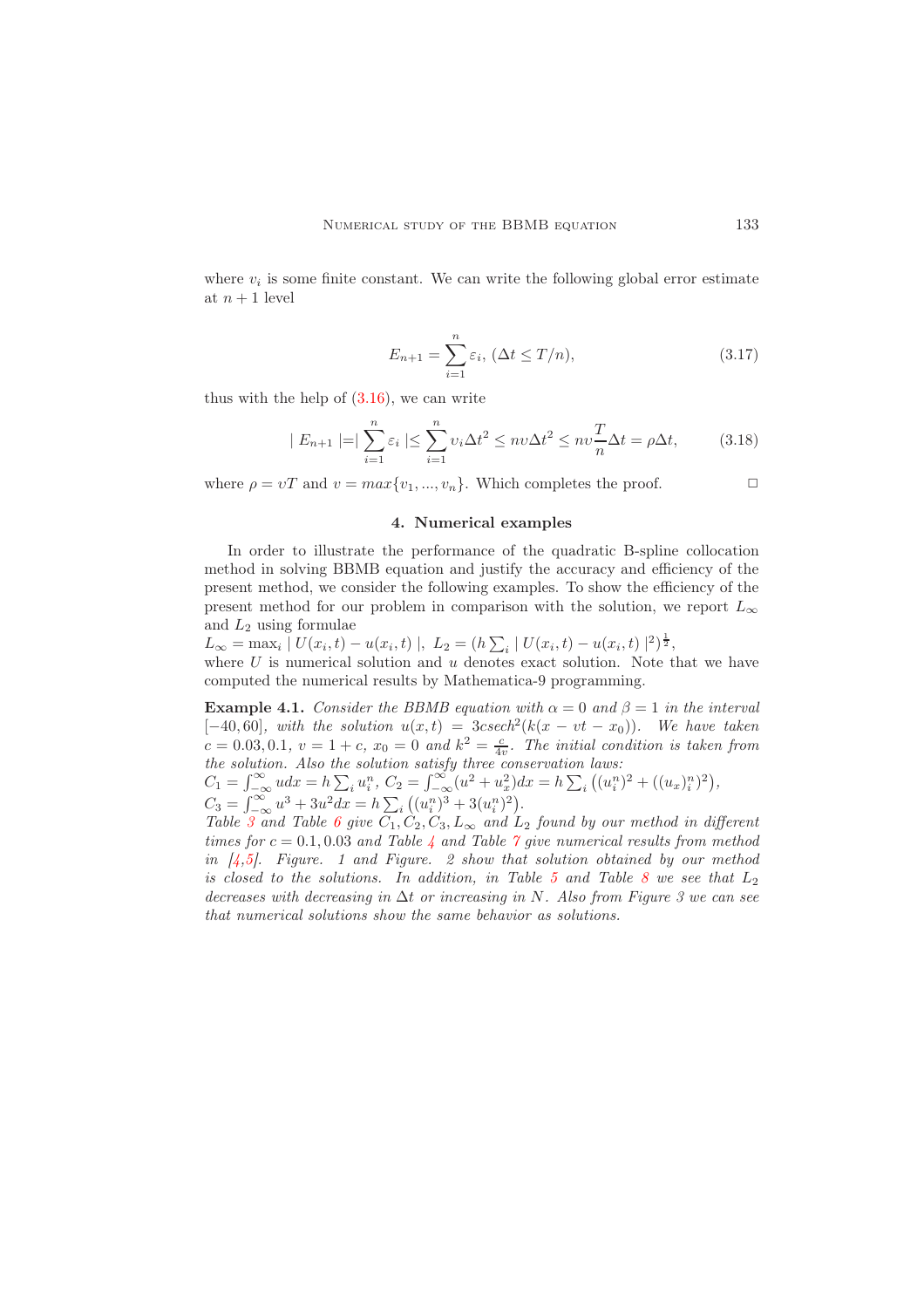where $v_i$ is some finite constant. We can write the following global error estimate at $n+1$ level

$$E_{n+1} = \sum_{i=1}^{n} \varepsilon_i, \ (\Delta t \leq T/n), \tag{3.17}$$

thus with the help of (3.16), we can write

$$| E_{n+1} |=| \sum_{i=1}^{n} \varepsilon_i | \leq \sum_{i=1}^{n} v_i \Delta t^2 \leq n v \Delta t^2 \leq n v \frac{T}{n} \Delta t = \rho \Delta t, \tag{3.18}$$

where $\rho = vT$ and $v = max\{v_1, ..., v_n\}$. Which completes the proof. □

## 4. Numerical examples

In order to illustrate the performance of the quadratic B-spline collocation method in solving BBMB equation and justify the accuracy and efficiency of the present method, we consider the following examples. To show the efficiency of the present method for our problem in comparison with the solution, we report $L_\infty$ and $L_2$ using formulae

$L_\infty = \max_i | U(x_i, t) - u(x_i, t) |, \ L_2 = (h \sum_i | U(x_i, t) - u(x_i, t) |^2)^{\frac{1}{2}}$,

where $U$ is numerical solution and $u$ denotes exact solution. Note that we have computed the numerical results by Mathematica-9 programming.

**Example 4.1.** *Consider the BBMB equation with $\alpha = 0$ and $\beta = 1$ in the interval $[-40, 60]$, with the solution $u(x,t) = 3c sech^2(k(x - vt - x_0))$. We have taken $c = 0.03, 0.1$, $v = 1 + c$, $x_0 = 0$ and $k^2 = \frac{c}{4v}$. The initial condition is taken from the solution. Also the solution satisfy three conservation laws:*

$C_1 = \int_{-\infty}^{\infty} u dx = h \sum_i u_i^n$, $C_2 = \int_{-\infty}^{\infty} (u^2 + u_x^2) dx = h \sum_i \left((u_i^n)^2 + ((u_x)_i^n)^2\right)$,

$C_3 = \int_{-\infty}^{\infty} u^3 + 3u^2 dx = h \sum_i \left((u_i^n)^3 + 3(u_i^n)^2\right)$.

*Table 3 and Table 6 give $C_1, C_2, C_3, L_\infty$ and $L_2$ found by our method in different times for $c = 0.1, 0.03$ and Table 4 and Table 7 give numerical results from method in [4,5]. Figure. 1 and Figure. 2 show that solution obtained by our method is closed to the solutions. In addition, in Table 5 and Table 8 we see that $L_2$ decreases with decreasing in $\Delta t$ or increasing in $N$. Also from Figure 3 we can see that numerical solutions show the same behavior as solutions.*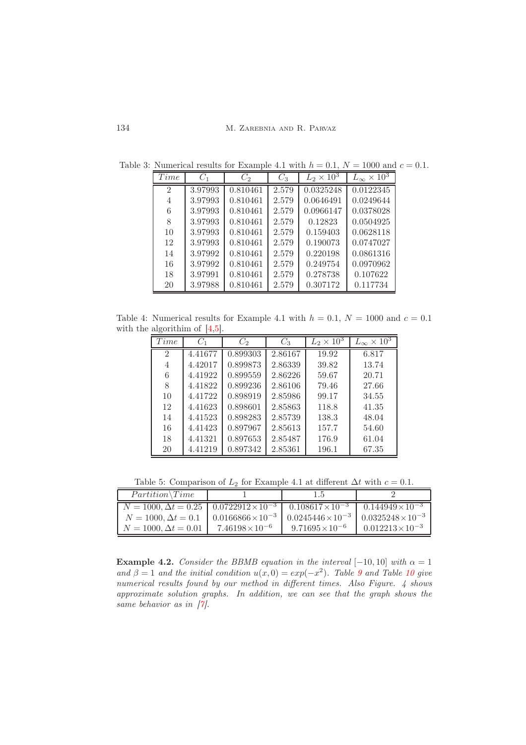Table 3: Numerical results for Example 4.1 with $h = 0.1$, $N = 1000$ and $c = 0.1$.

| $Time$ | $C_1$ | $C_2$ | $C_3$ | $L_2 \times 10^3$ | $L_\infty \times 10^3$ |
|---|---|---|---|---|---|
| 2 | 3.97993 | 0.810461 | 2.579 | 0.0325248 | 0.0122345 |
| 4 | 3.97993 | 0.810461 | 2.579 | 0.0646491 | 0.0249644 |
| 6 | 3.97993 | 0.810461 | 2.579 | 0.0966147 | 0.0378028 |
| 8 | 3.97993 | 0.810461 | 2.579 | 0.12823 | 0.0504925 |
| 10 | 3.97993 | 0.810461 | 2.579 | 0.159403 | 0.0628118 |
| 12 | 3.97993 | 0.810461 | 2.579 | 0.190073 | 0.0747027 |
| 14 | 3.97992 | 0.810461 | 2.579 | 0.220198 | 0.0861316 |
| 16 | 3.97992 | 0.810461 | 2.579 | 0.249754 | 0.0970962 |
| 18 | 3.97991 | 0.810461 | 2.579 | 0.278738 | 0.107622 |
| 20 | 3.97988 | 0.810461 | 2.579 | 0.307172 | 0.117734 |

Table 4: Numerical results for Example 4.1 with $h = 0.1$, $N = 1000$ and $c = 0.1$ with the algorithm of [4,5].

| $Time$ | $C_1$ | $C_2$ | $C_3$ | $L_2 \times 10^3$ | $L_\infty \times 10^3$ |
|---|---|---|---|---|---|
| 2 | 4.41677 | 0.899303 | 2.86167 | 19.92 | 6.817 |
| 4 | 4.42017 | 0.899873 | 2.86339 | 39.82 | 13.74 |
| 6 | 4.41922 | 0.899559 | 2.86226 | 59.67 | 20.71 |
| 8 | 4.41822 | 0.899236 | 2.86106 | 79.46 | 27.66 |
| 10 | 4.41722 | 0.898919 | 2.85986 | 99.17 | 34.55 |
| 12 | 4.41623 | 0.898601 | 2.85863 | 118.8 | 41.35 |
| 14 | 4.41523 | 0.898283 | 2.85739 | 138.3 | 48.04 |
| 16 | 4.41423 | 0.897967 | 2.85613 | 157.7 | 54.60 |
| 18 | 4.41321 | 0.897653 | 2.85487 | 176.9 | 61.04 |
| 20 | 4.41219 | 0.897342 | 2.85361 | 196.1 | 67.35 |

Table 5: Comparison of $L_2$ for Example 4.1 at different $\Delta t$ with $c = 0.1$.

| $Partition \backslash Time$ | 1 | 1.5 | 2 |
|---|---|---|---|
| $N = 1000, \Delta t = 0.25$ | $0.0722912 \times 10^{-3}$ | $0.108617 \times 10^{-3}$ | $0.144949 \times 10^{-3}$ |
| $N = 1000, \Delta t = 0.1$ | $0.0166866 \times 10^{-3}$ | $0.0245446 \times 10^{-3}$ | $0.0325248 \times 10^{-3}$ |
| $N = 1000, \Delta t = 0.01$ | $7.46198 \times 10^{-6}$ | $9.71695 \times 10^{-6}$ | $0.012213 \times 10^{-3}$ |

**Example 4.2.** *Consider the BBMB equation in the interval* $[-10, 10]$ *with* $\alpha = 1$ *and* $\beta = 1$ *and the initial condition* $u(x, 0) = exp(-x^2)$. *Table 9 and Table 10 give numerical results found by our method in different times. Also Figure. 4 shows approximate solution graphs. In addition, we can see that the graph shows the same behavior as in [7].*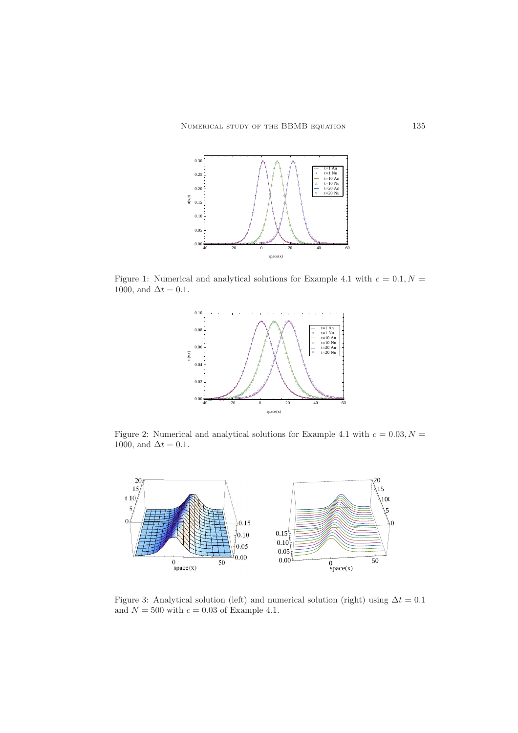Figure 1: Numerical and analytical solutions for Example 4.1 with $c = 0.1, N = 1000$, and $\Delta t = 0.1$.

Figure 2: Numerical and analytical solutions for Example 4.1 with $c = 0.03, N = 1000$, and $\Delta t = 0.1$.

Figure 3: Analytical solution (left) and numerical solution (right) using $\Delta t = 0.1$ and $N = 500$ with $c = 0.03$ of Example 4.1.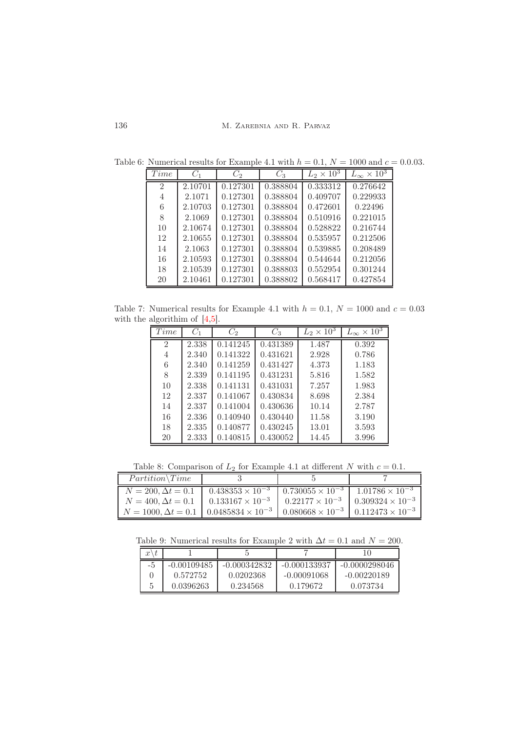Table 6: Numerical results for Example 4.1 with $h = 0.1$, $N = 1000$ and $c = 0.0.03$.

| $Time$ | $C_1$ | $C_2$ | $C_3$ | $L_2 \times 10^3$ | $L_\infty \times 10^3$ |
|---|---|---|---|---|---|
| 2 | 2.10701 | 0.127301 | 0.388804 | 0.333312 | 0.276642 |
| 4 | 2.1071 | 0.127301 | 0.388804 | 0.409707 | 0.229933 |
| 6 | 2.10703 | 0.127301 | 0.388804 | 0.472601 | 0.22496 |
| 8 | 2.1069 | 0.127301 | 0.388804 | 0.510916 | 0.221015 |
| 10 | 2.10674 | 0.127301 | 0.388804 | 0.528822 | 0.216744 |
| 12 | 2.10655 | 0.127301 | 0.388804 | 0.535957 | 0.212506 |
| 14 | 2.1063 | 0.127301 | 0.388804 | 0.539885 | 0.208489 |
| 16 | 2.10593 | 0.127301 | 0.388804 | 0.544644 | 0.212056 |
| 18 | 2.10539 | 0.127301 | 0.388803 | 0.552954 | 0.301244 |
| 20 | 2.10461 | 0.127301 | 0.388802 | 0.568417 | 0.427854 |

Table 7: Numerical results for Example 4.1 with $h = 0.1$, $N = 1000$ and $c = 0.03$ with the algorithim of [4,5].

| $Time$ | $C_1$ | $C_2$ | $C_3$ | $L_2 \times 10^3$ | $L_\infty \times 10^3$ |
|---|---|---|---|---|---|
| 2 | 2.338 | 0.141245 | 0.431389 | 1.487 | 0.392 |
| 4 | 2.340 | 0.141322 | 0.431621 | 2.928 | 0.786 |
| 6 | 2.340 | 0.141259 | 0.431427 | 4.373 | 1.183 |
| 8 | 2.339 | 0.141195 | 0.431231 | 5.816 | 1.582 |
| 10 | 2.338 | 0.141131 | 0.431031 | 7.257 | 1.983 |
| 12 | 2.337 | 0.141067 | 0.430834 | 8.698 | 2.384 |
| 14 | 2.337 | 0.141004 | 0.430636 | 10.14 | 2.787 |
| 16 | 2.336 | 0.140940 | 0.430440 | 11.58 | 3.190 |
| 18 | 2.335 | 0.140877 | 0.430245 | 13.01 | 3.593 |
| 20 | 2.333 | 0.140815 | 0.430052 | 14.45 | 3.996 |

Table 8: Comparison of $L_2$ for Example 4.1 at different $N$ with $c = 0.1$.

| $Partition \backslash Time$ | 3 | 5 | 7 |
|---|---|---|---|
| $N = 200, \Delta t = 0.1$ | $0.438353 \times 10^{-3}$ | $0.730055 \times 10^{-3}$ | $1.01786 \times 10^{-3}$ |
| $N = 400, \Delta t = 0.1$ | $0.133167 \times 10^{-3}$ | $0.22177 \times 10^{-3}$ | $0.309324 \times 10^{-3}$ |
| $N = 1000, \Delta t = 0.1$ | $0.0485834 \times 10^{-3}$ | $0.080668 \times 10^{-3}$ | $0.112473 \times 10^{-3}$ |

Table 9: Numerical results for Example 2 with $\Delta t = 0.1$ and $N = 200$.

| $x \backslash t$ | 1 | 5 | 7 | 10 |
|---|---|---|---|---|
| -5 | -0.00109485 | -0.000342832 | -0.000133937 | -0.0000298046 |
| 0 | 0.572752 | 0.0202368 | -0.00091068 | -0.00220189 |
| 5 | 0.0396263 | 0.234568 | 0.179672 | 0.073734 |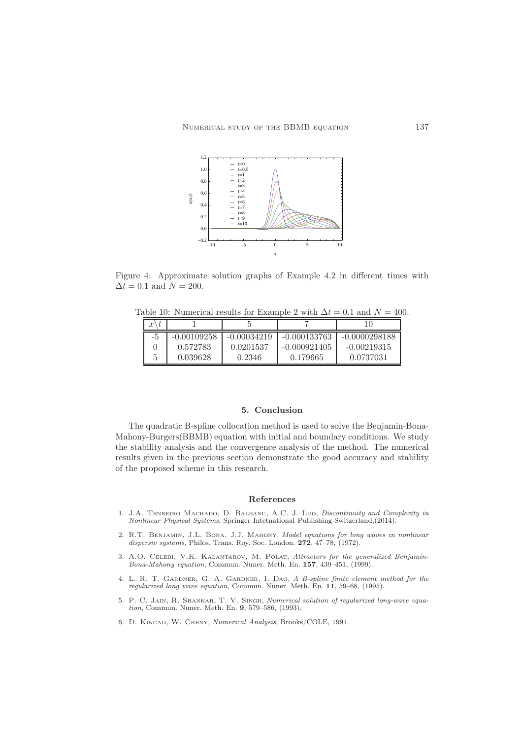Figure 4: Approximate solution graphs of Example 4.2 in different times with $\Delta t = 0.1$ and $N = 200$.

Table 10: Numerical results for Example 2 with $\Delta t = 0.1$ and $N = 400$.

| $x\backslash t$ | 1 | 5 | 7 | 10 |
|---|---|---|---|---|
| -5 | -0.00109258 | -0.00034219 | -0.000133763 | -0.0000298188 |
| 0 | 0.572783 | 0.0201537 | -0.000921405 | -0.00219315 |
| 5 | 0.039628 | 0.2346 | 0.179665 | 0.0737031 |

## 5. Conclusion

The quadratic B-spline collocation method is used to solve the Benjamin-Bona-Mahony-Burgers(BBMB) equation with initial and boundary conditions. We study the stability analysis and the convergence analysis of the method. The numerical results given in the previous section demonstrate the good accuracy and stability of the proposed scheme in this research.

## References

1. J.A. Tenreiro Machado, D. Baleanu, A.C. J. Luo, *Discontinuity and Complexity in Nonlinear Physical Systems*, Springer Intetnational Publishing Switzerland,(2014).
2. R.T. Benjamin, J.L. Bona, J.J. Mahony, *Model equations for long waves in nonlinear dispersiv systems*, Philos. Trans. Roy. Soc. London. **272**, 47–78, (1972).
3. A.O. Celebi, V.K. Kalantarov, M. Polat, *Attractors for the generalized Benjamin-Bona-Mahony equation*, Commun. Nuner. Meth. En. **157**, 439–451, (1999).
4. L. R. T. Gardner, G. A. Gardner, I. Dag, *A B-spline finite element method for the regularized long wave equation*, Commun. Nuner. Meth. En. **11**, 59–68, (1995).
5. P. C. Jain, R. Shankar, T. V. Singh, *Numerical solution of regularized long-wave equation*, Commun. Nuner. Meth. En. **9**, 579–586, (1993).
6. D. Kincad, W. Cheny, *Numerical Analysis*, Brooks/COLE, 1991.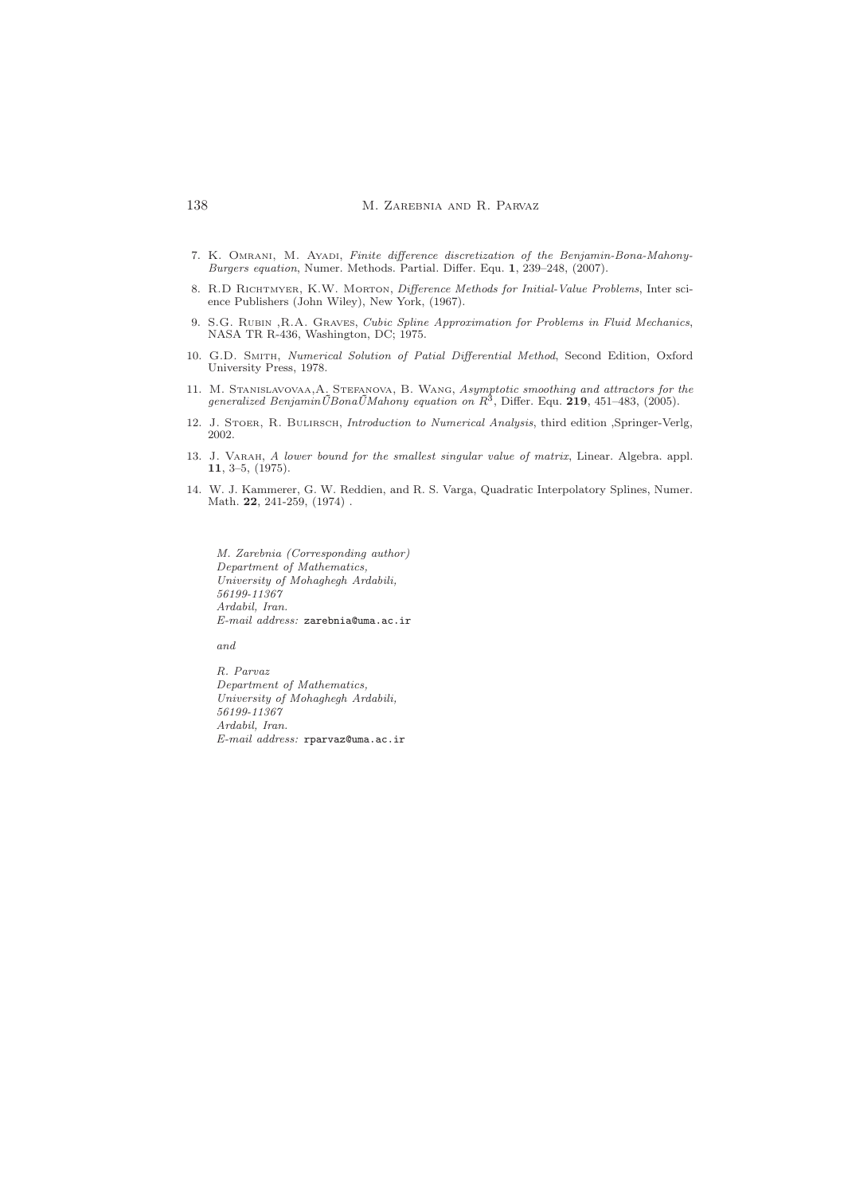7. K. Omrani, M. Ayadi, *Finite difference discretization of the Benjamin-Bona-Mahony-Burgers equation*, Numer. Methods. Partial. Differ. Equ. **1**, 239–248, (2007).

8. R.D Richtmyer, K.W. Morton, *Difference Methods for Initial-Value Problems*, Inter science Publishers (John Wiley), New York, (1967).

9. S.G. Rubin ,R.A. Graves, *Cubic Spline Approximation for Problems in Fluid Mechanics*, NASA TR R-436, Washington, DC; 1975.

10. G.D. Smith, *Numerical Solution of Patial Differential Method*, Second Edition, Oxford University Press, 1978.

11. M. Stanislavovaa,A. Stefanova, B. Wang, *Asymptotic smoothing and attractors for the generalized BenjaminŰBonaŰMahony equation on $R^3$*, Differ. Equ. **219**, 451–483, (2005).

12. J. Stoer, R. Bulirsch, *Introduction to Numerical Analysis*, third edition ,Springer-Verlg, 2002.

13. J. Varah, *A lower bound for the smallest singular value of matrix*, Linear. Algebra. appl. **11**, 3–5, (1975).

14. W. J. Kammerer, G. W. Reddien, and R. S. Varga, Quadratic Interpolatory Splines, Numer. Math. **22**, 241-259, (1974) .

*M. Zarebnia (Corresponding author)*
*Department of Mathematics,*
*University of Mohaghegh Ardabili,*
*56199-11367*
*Ardabil, Iran.*
*E-mail address:* zarebnia@uma.ac.ir

*and*

*R. Parvaz*
*Department of Mathematics,*
*University of Mohaghegh Ardabili,*
*56199-11367*
*Ardabil, Iran.*
*E-mail address:* rparvaz@uma.ac.ir